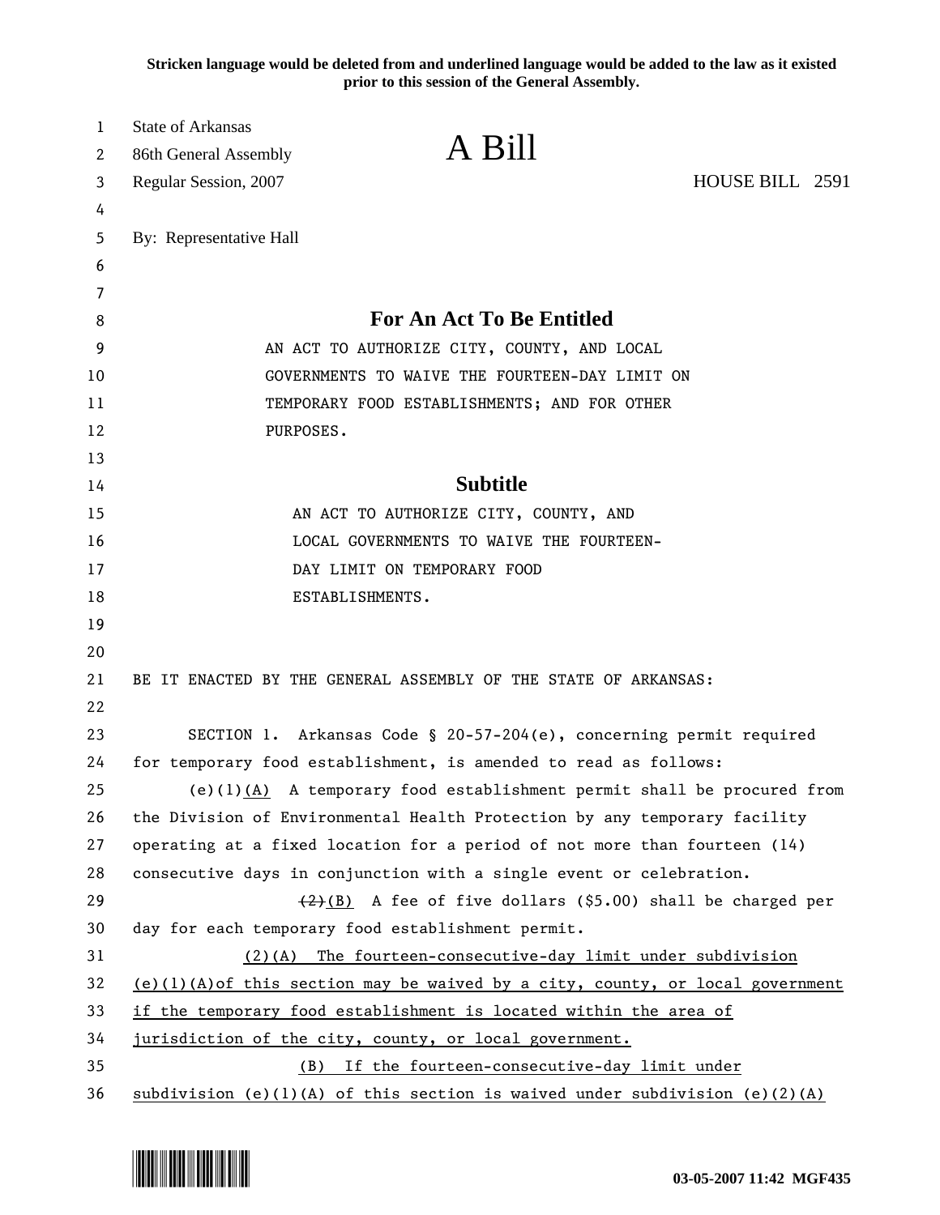**Stricken language would be deleted from and underlined language would be added to the law as it existed prior to this session of the General Assembly.**

State of Arkansas
86th General Assembly
Regular Session, 2007

# A Bill

HOUSE BILL 2591

By: Representative Hall

## For An Act To Be Entitled

AN ACT TO AUTHORIZE CITY, COUNTY, AND LOCAL GOVERNMENTS TO WAIVE THE FOURTEEN-DAY LIMIT ON TEMPORARY FOOD ESTABLISHMENTS; AND FOR OTHER PURPOSES.

## Subtitle

AN ACT TO AUTHORIZE CITY, COUNTY, AND LOCAL GOVERNMENTS TO WAIVE THE FOURTEEN-DAY LIMIT ON TEMPORARY FOOD ESTABLISHMENTS.

BE IT ENACTED BY THE GENERAL ASSEMBLY OF THE STATE OF ARKANSAS:

SECTION 1. Arkansas Code § 20-57-204(e), concerning permit required for temporary food establishment, is amended to read as follows:

(e)(1)<u>(A)</u> A temporary food establishment permit shall be procured from the Division of Environmental Health Protection by any temporary facility operating at a fixed location for a period of not more than fourteen (14) consecutive days in conjunction with a single event or celebration.

~~(2)~~<u>(B)</u> A fee of five dollars ($5.00) shall be charged per day for each temporary food establishment permit.

<u>(2)(A) The fourteen-consecutive-day limit under subdivision (e)(1)(A)of this section may be waived by a city, county, or local government if the temporary food establishment is located within the area of jurisdiction of the city, county, or local government.</u>

<u>(B) If the fourteen-consecutive-day limit under subdivision (e)(1)(A) of this section is waived under subdivision (e)(2)(A)</u>

03-05-2007 11:42 MGF435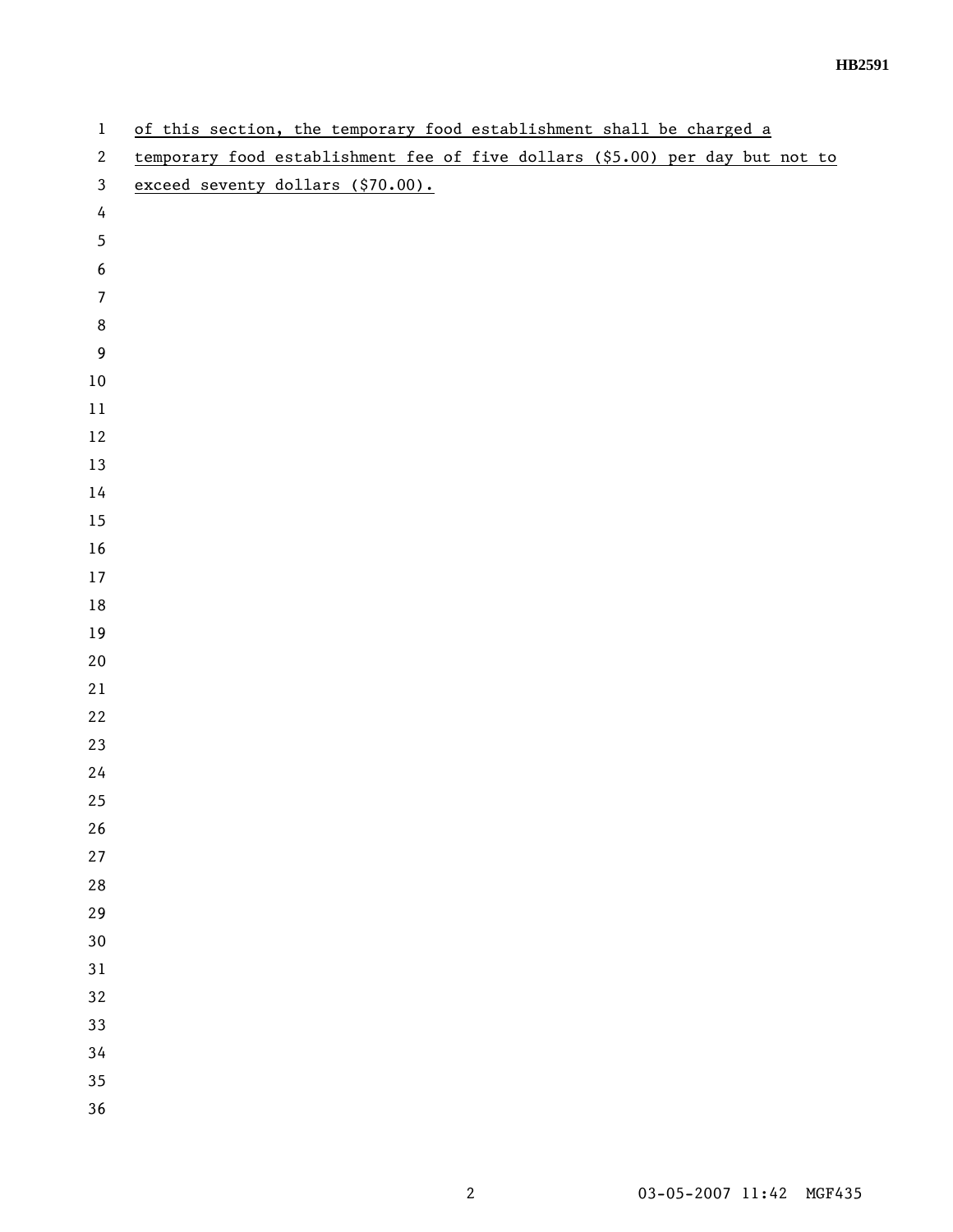of this section, the temporary food establishment shall be charged a temporary food establishment fee of five dollars ($5.00) per day but not to exceed seventy dollars ($70.00).